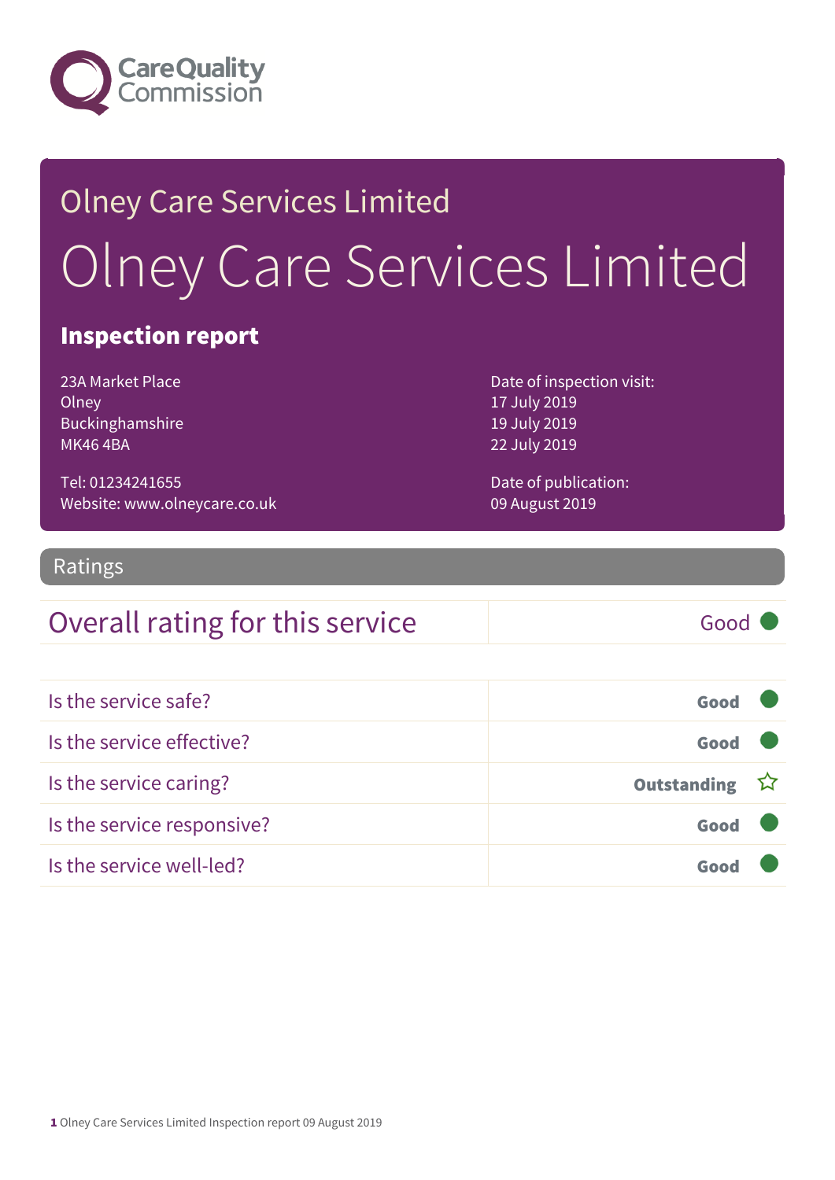Olney Care Services Limited

# Olney Care Services Limited

## Inspection report

23A Market Place
Olney
Buckinghamshire
MK46 4BA

Tel: 01234241655
Website: www.olneycare.co.uk

Date of inspection visit:
17 July 2019
19 July 2019
22 July 2019

Date of publication:
09 August 2019

## Ratings

| Overall rating for this service | Good |
| --- | --- |

| | |
| --- | --- |
| Is the service safe? | Good |
| Is the service effective? | Good |
| Is the service caring? | Outstanding ☆ |
| Is the service responsive? | Good |
| Is the service well-led? | Good |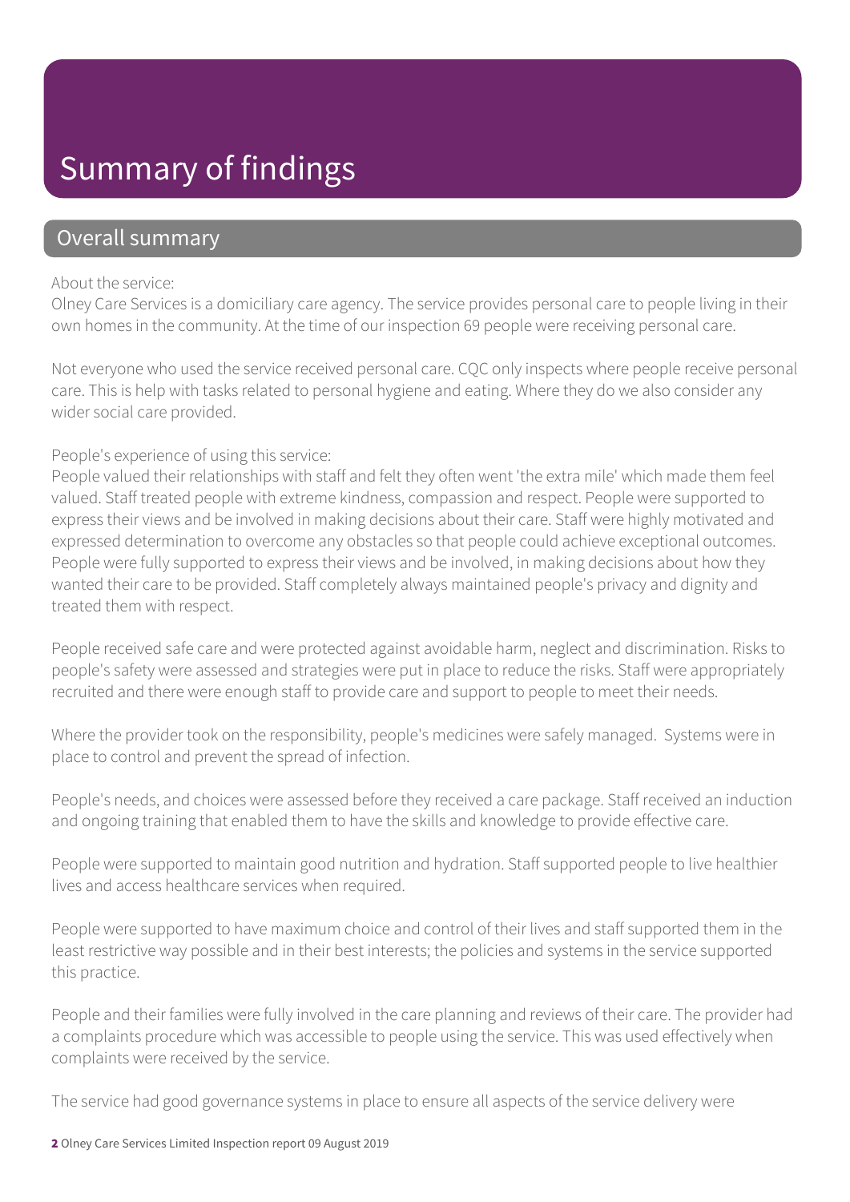# Summary of findings

## Overall summary

About the service:
Olney Care Services is a domiciliary care agency. The service provides personal care to people living in their own homes in the community. At the time of our inspection 69 people were receiving personal care.

Not everyone who used the service received personal care. CQC only inspects where people receive personal care. This is help with tasks related to personal hygiene and eating. Where they do we also consider any wider social care provided.

People's experience of using this service:
People valued their relationships with staff and felt they often went 'the extra mile' which made them feel valued. Staff treated people with extreme kindness, compassion and respect. People were supported to express their views and be involved in making decisions about their care. Staff were highly motivated and expressed determination to overcome any obstacles so that people could achieve exceptional outcomes. People were fully supported to express their views and be involved, in making decisions about how they wanted their care to be provided. Staff completely always maintained people's privacy and dignity and treated them with respect.

People received safe care and were protected against avoidable harm, neglect and discrimination. Risks to people's safety were assessed and strategies were put in place to reduce the risks. Staff were appropriately recruited and there were enough staff to provide care and support to people to meet their needs.

Where the provider took on the responsibility, people's medicines were safely managed. Systems were in place to control and prevent the spread of infection.

People's needs, and choices were assessed before they received a care package. Staff received an induction and ongoing training that enabled them to have the skills and knowledge to provide effective care.

People were supported to maintain good nutrition and hydration. Staff supported people to live healthier lives and access healthcare services when required.

People were supported to have maximum choice and control of their lives and staff supported them in the least restrictive way possible and in their best interests; the policies and systems in the service supported this practice.

People and their families were fully involved in the care planning and reviews of their care. The provider had a complaints procedure which was accessible to people using the service. This was used effectively when complaints were received by the service.

The service had good governance systems in place to ensure all aspects of the service delivery were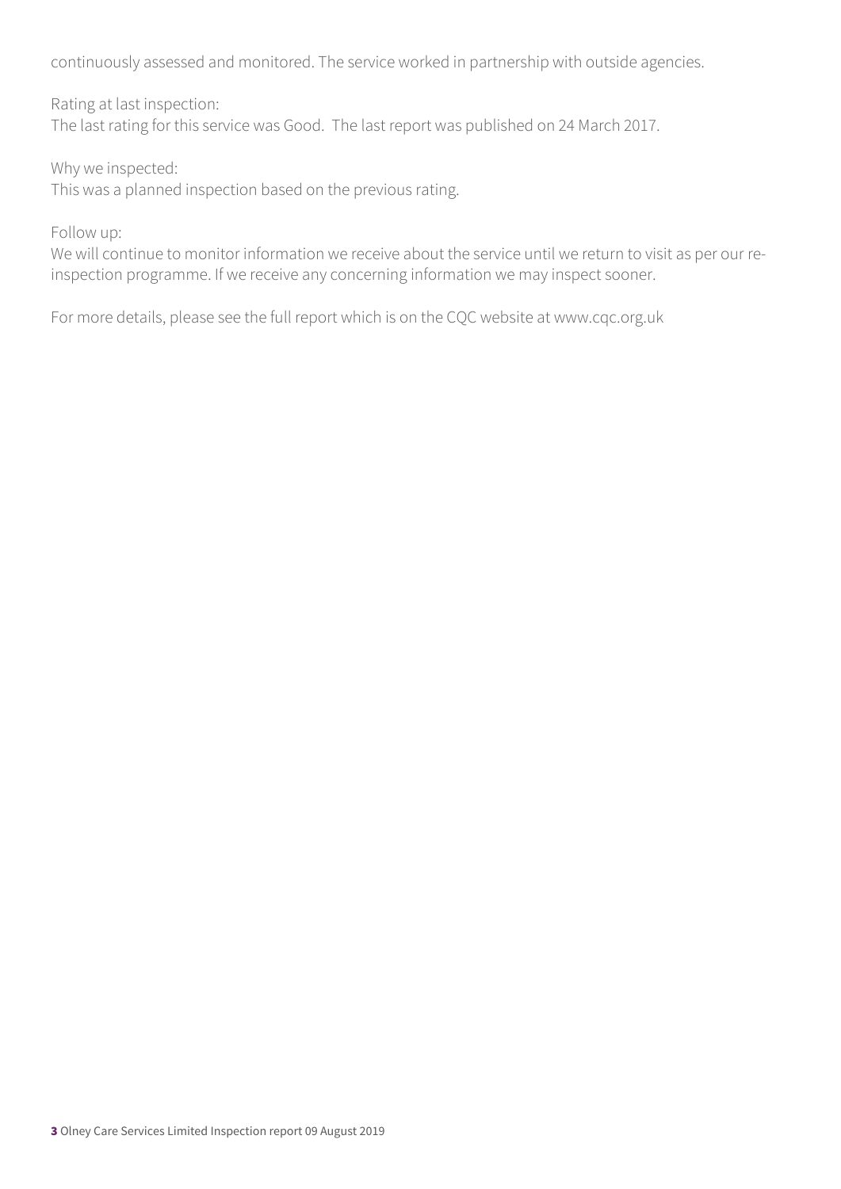continuously assessed and monitored. The service worked in partnership with outside agencies.

Rating at last inspection:
The last rating for this service was Good. The last report was published on 24 March 2017.

Why we inspected:
This was a planned inspection based on the previous rating.

Follow up:
We will continue to monitor information we receive about the service until we return to visit as per our re-inspection programme. If we receive any concerning information we may inspect sooner.

For more details, please see the full report which is on the CQC website at www.cqc.org.uk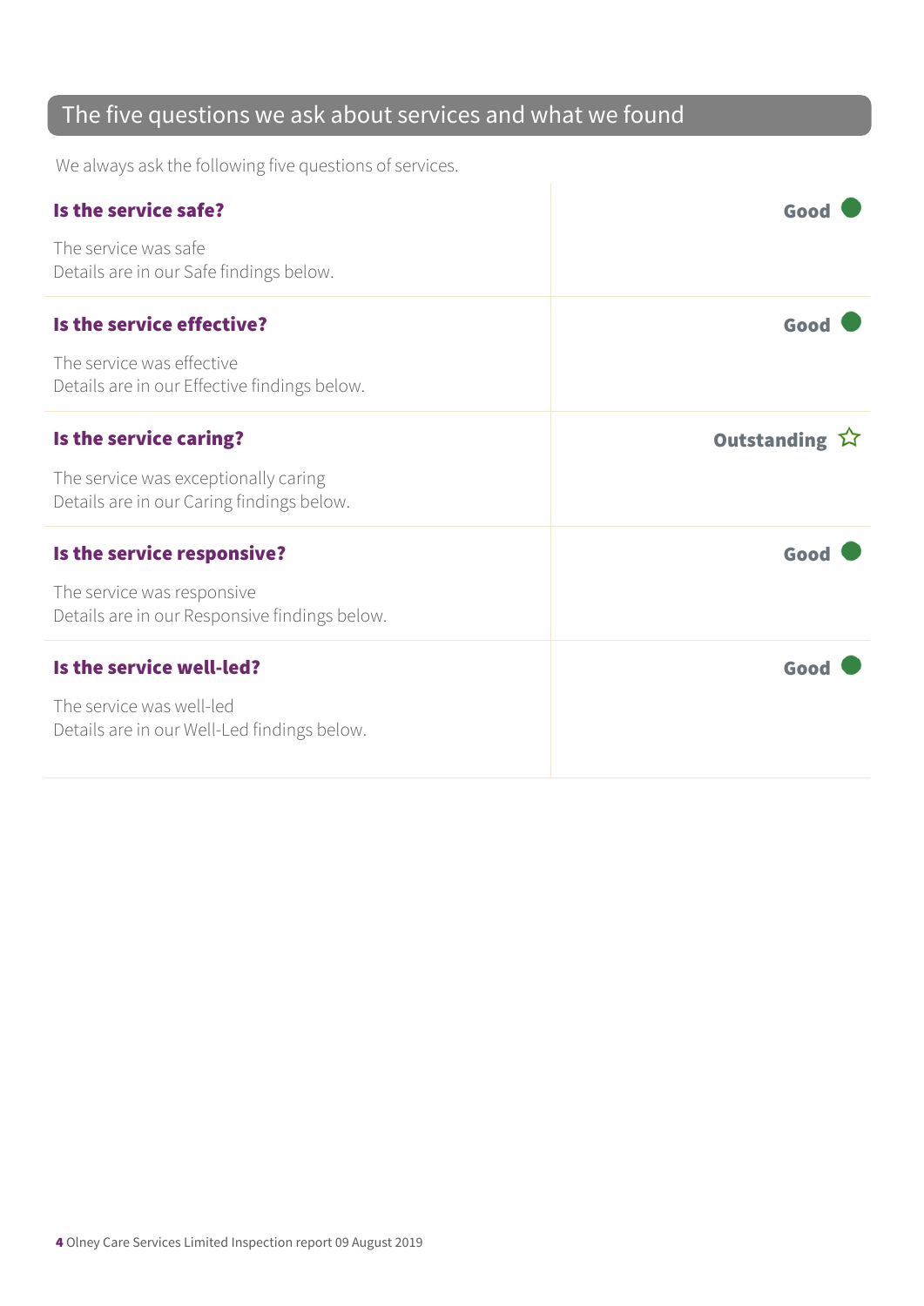## The five questions we ask about services and what we found

We always ask the following five questions of services.

**Is the service safe?** — **Good**

The service was safe
Details are in our Safe findings below.

**Is the service effective?** — **Good**

The service was effective
Details are in our Effective findings below.

**Is the service caring?** — **Outstanding** ☆

The service was exceptionally caring
Details are in our Caring findings below.

**Is the service responsive?** — **Good**

The service was responsive
Details are in our Responsive findings below.

**Is the service well-led?** — **Good**

The service was well-led
Details are in our Well-Led findings below.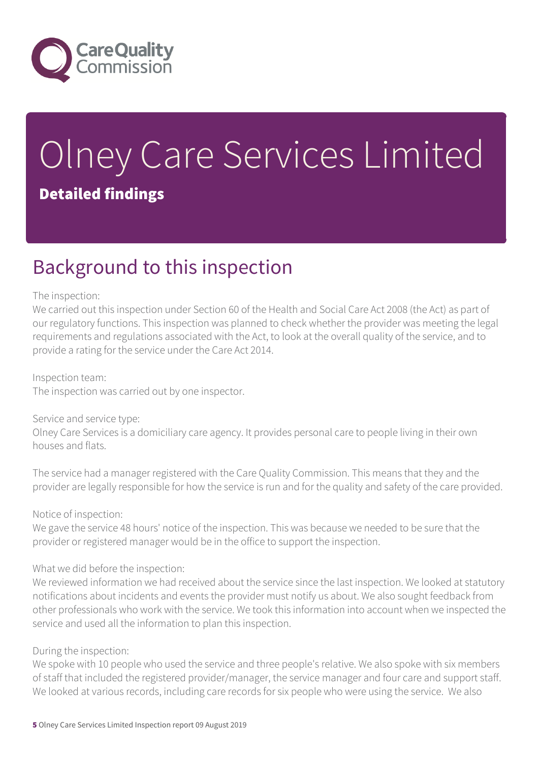# Olney Care Services Limited

## Detailed findings

## Background to this inspection

The inspection:
We carried out this inspection under Section 60 of the Health and Social Care Act 2008 (the Act) as part of our regulatory functions. This inspection was planned to check whether the provider was meeting the legal requirements and regulations associated with the Act, to look at the overall quality of the service, and to provide a rating for the service under the Care Act 2014.

Inspection team:
The inspection was carried out by one inspector.

Service and service type:
Olney Care Services is a domiciliary care agency. It provides personal care to people living in their own houses and flats.

The service had a manager registered with the Care Quality Commission. This means that they and the provider are legally responsible for how the service is run and for the quality and safety of the care provided.

Notice of inspection:
We gave the service 48 hours' notice of the inspection. This was because we needed to be sure that the provider or registered manager would be in the office to support the inspection.

What we did before the inspection:
We reviewed information we had received about the service since the last inspection. We looked at statutory notifications about incidents and events the provider must notify us about. We also sought feedback from other professionals who work with the service. We took this information into account when we inspected the service and used all the information to plan this inspection.

During the inspection:
We spoke with 10 people who used the service and three people's relative. We also spoke with six members of staff that included the registered provider/manager, the service manager and four care and support staff. We looked at various records, including care records for six people who were using the service. We also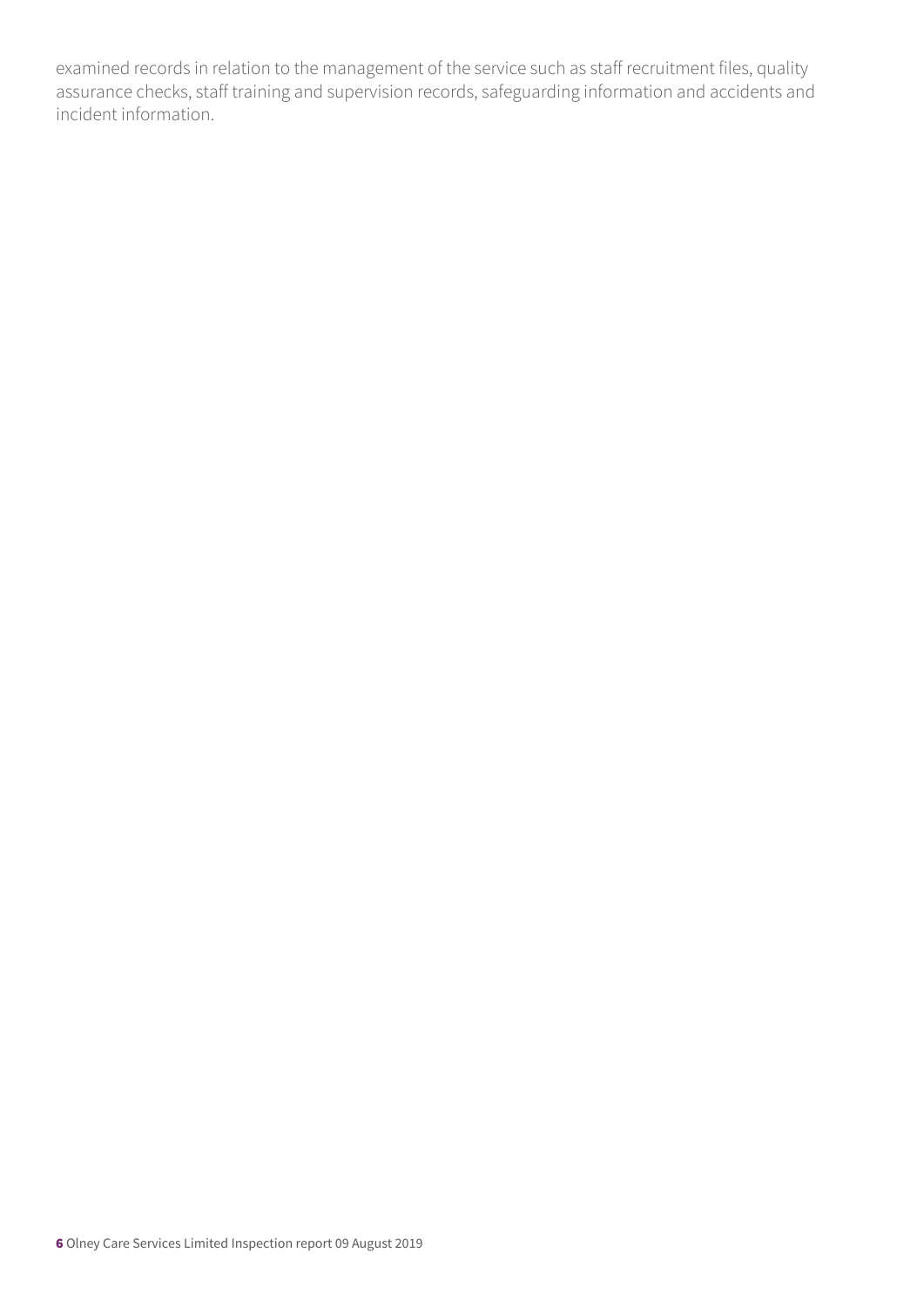examined records in relation to the management of the service such as staff recruitment files, quality assurance checks, staff training and supervision records, safeguarding information and accidents and incident information.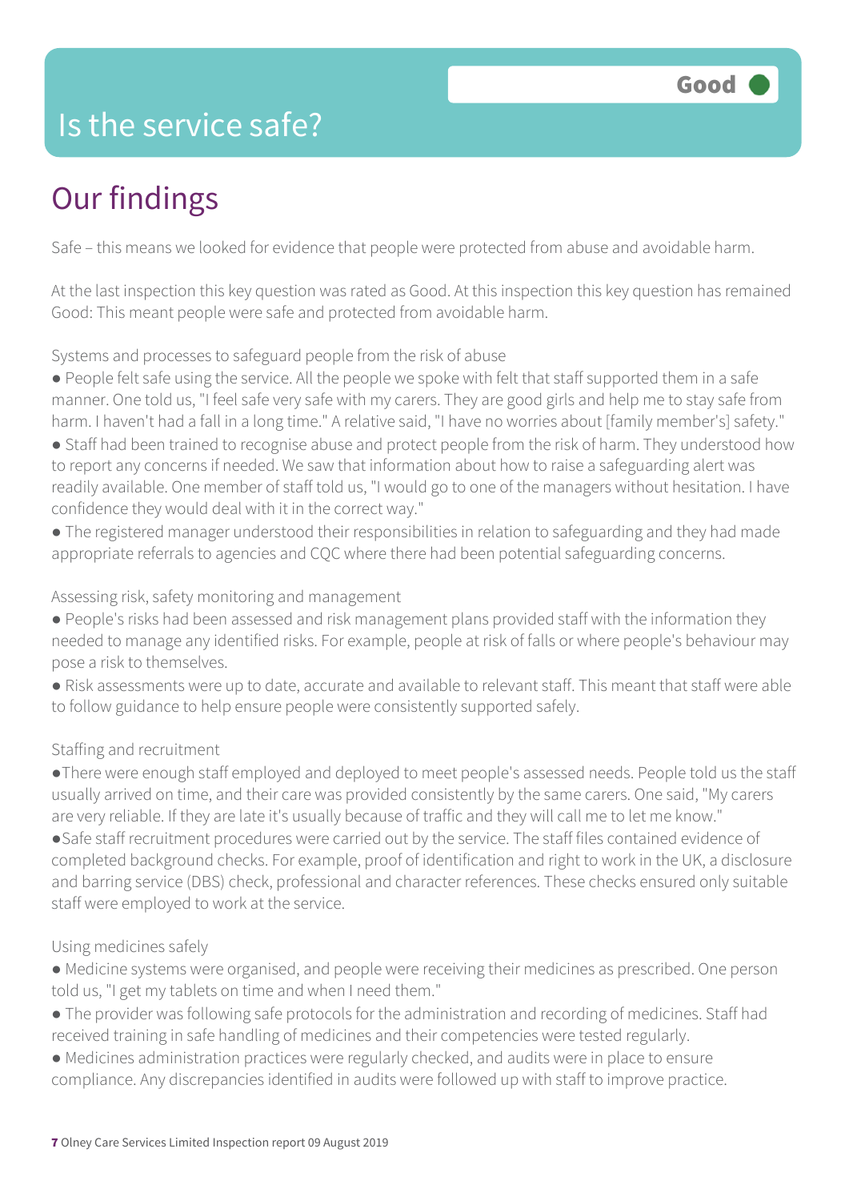# Is the service safe?

**Good**

## Our findings

Safe – this means we looked for evidence that people were protected from abuse and avoidable harm.

At the last inspection this key question was rated as Good. At this inspection this key question has remained Good: This meant people were safe and protected from avoidable harm.

Systems and processes to safeguard people from the risk of abuse

- People felt safe using the service. All the people we spoke with felt that staff supported them in a safe manner. One told us, "I feel safe very safe with my carers. They are good girls and help me to stay safe from harm. I haven't had a fall in a long time." A relative said, "I have no worries about [family member's] safety."
- Staff had been trained to recognise abuse and protect people from the risk of harm. They understood how to report any concerns if needed. We saw that information about how to raise a safeguarding alert was readily available. One member of staff told us, "I would go to one of the managers without hesitation. I have confidence they would deal with it in the correct way."
- The registered manager understood their responsibilities in relation to safeguarding and they had made appropriate referrals to agencies and CQC where there had been potential safeguarding concerns.

Assessing risk, safety monitoring and management

- People's risks had been assessed and risk management plans provided staff with the information they needed to manage any identified risks. For example, people at risk of falls or where people's behaviour may pose a risk to themselves.
- Risk assessments were up to date, accurate and available to relevant staff. This meant that staff were able to follow guidance to help ensure people were consistently supported safely.

Staffing and recruitment

- There were enough staff employed and deployed to meet people's assessed needs. People told us the staff usually arrived on time, and their care was provided consistently by the same carers. One said, "My carers are very reliable. If they are late it's usually because of traffic and they will call me to let me know."
- Safe staff recruitment procedures were carried out by the service. The staff files contained evidence of completed background checks. For example, proof of identification and right to work in the UK, a disclosure and barring service (DBS) check, professional and character references. These checks ensured only suitable staff were employed to work at the service.

Using medicines safely

- Medicine systems were organised, and people were receiving their medicines as prescribed. One person told us, "I get my tablets on time and when I need them."
- The provider was following safe protocols for the administration and recording of medicines. Staff had received training in safe handling of medicines and their competencies were tested regularly.
- Medicines administration practices were regularly checked, and audits were in place to ensure compliance. Any discrepancies identified in audits were followed up with staff to improve practice.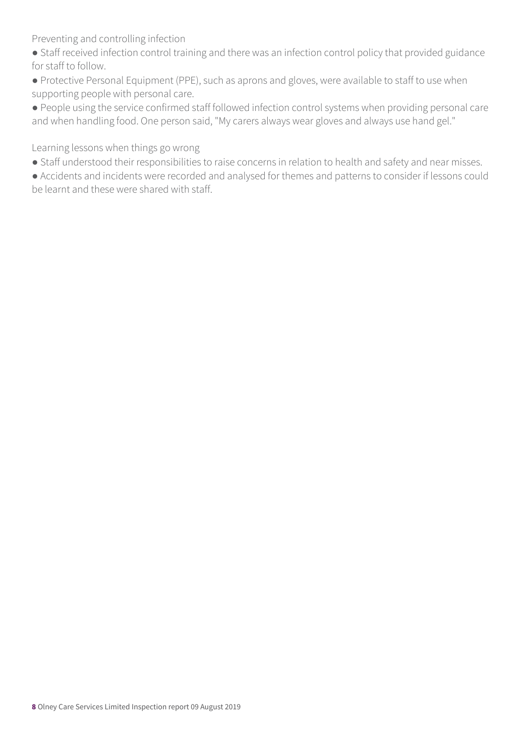### Preventing and controlling infection

- Staff received infection control training and there was an infection control policy that provided guidance for staff to follow.
- Protective Personal Equipment (PPE), such as aprons and gloves, were available to staff to use when supporting people with personal care.
- People using the service confirmed staff followed infection control systems when providing personal care and when handling food. One person said, "My carers always wear gloves and always use hand gel."

### Learning lessons when things go wrong

- Staff understood their responsibilities to raise concerns in relation to health and safety and near misses.
- Accidents and incidents were recorded and analysed for themes and patterns to consider if lessons could be learnt and these were shared with staff.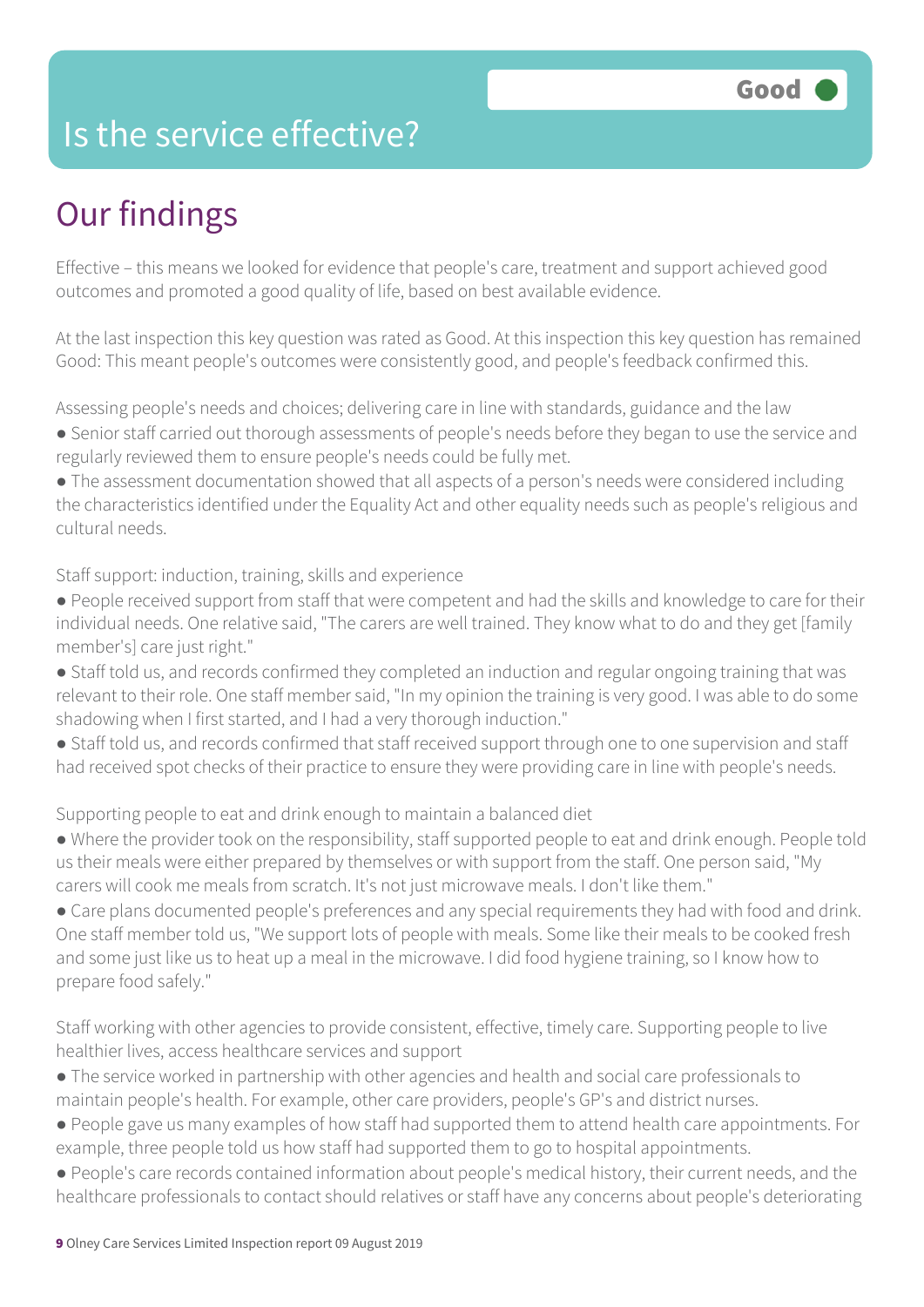# Is the service effective?

Good

## Our findings

Effective – this means we looked for evidence that people's care, treatment and support achieved good outcomes and promoted a good quality of life, based on best available evidence.

At the last inspection this key question was rated as Good. At this inspection this key question has remained Good: This meant people's outcomes were consistently good, and people's feedback confirmed this.

Assessing people's needs and choices; delivering care in line with standards, guidance and the law

- Senior staff carried out thorough assessments of people's needs before they began to use the service and regularly reviewed them to ensure people's needs could be fully met.
- The assessment documentation showed that all aspects of a person's needs were considered including the characteristics identified under the Equality Act and other equality needs such as people's religious and cultural needs.

Staff support: induction, training, skills and experience

- People received support from staff that were competent and had the skills and knowledge to care for their individual needs. One relative said, "The carers are well trained. They know what to do and they get [family member's] care just right."
- Staff told us, and records confirmed they completed an induction and regular ongoing training that was relevant to their role. One staff member said, "In my opinion the training is very good. I was able to do some shadowing when I first started, and I had a very thorough induction."
- Staff told us, and records confirmed that staff received support through one to one supervision and staff had received spot checks of their practice to ensure they were providing care in line with people's needs.

Supporting people to eat and drink enough to maintain a balanced diet

- Where the provider took on the responsibility, staff supported people to eat and drink enough. People told us their meals were either prepared by themselves or with support from the staff. One person said, "My carers will cook me meals from scratch. It's not just microwave meals. I don't like them."
- Care plans documented people's preferences and any special requirements they had with food and drink. One staff member told us, "We support lots of people with meals. Some like their meals to be cooked fresh and some just like us to heat up a meal in the microwave. I did food hygiene training, so I know how to prepare food safely."

Staff working with other agencies to provide consistent, effective, timely care. Supporting people to live healthier lives, access healthcare services and support

- The service worked in partnership with other agencies and health and social care professionals to maintain people's health. For example, other care providers, people's GP's and district nurses.
- People gave us many examples of how staff had supported them to attend health care appointments. For example, three people told us how staff had supported them to go to hospital appointments.
- People's care records contained information about people's medical history, their current needs, and the healthcare professionals to contact should relatives or staff have any concerns about people's deteriorating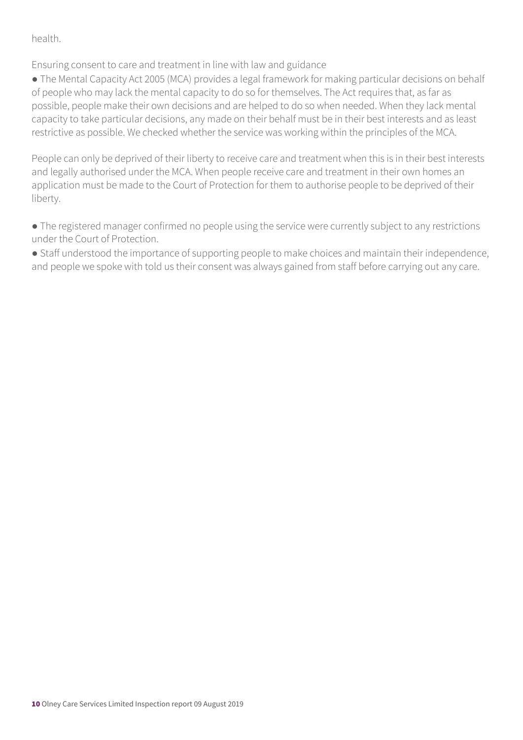health.

Ensuring consent to care and treatment in line with law and guidance

- The Mental Capacity Act 2005 (MCA) provides a legal framework for making particular decisions on behalf of people who may lack the mental capacity to do so for themselves. The Act requires that, as far as possible, people make their own decisions and are helped to do so when needed. When they lack mental capacity to take particular decisions, any made on their behalf must be in their best interests and as least restrictive as possible. We checked whether the service was working within the principles of the MCA.

People can only be deprived of their liberty to receive care and treatment when this is in their best interests and legally authorised under the MCA. When people receive care and treatment in their own homes an application must be made to the Court of Protection for them to authorise people to be deprived of their liberty.

- The registered manager confirmed no people using the service were currently subject to any restrictions under the Court of Protection.
- Staff understood the importance of supporting people to make choices and maintain their independence, and people we spoke with told us their consent was always gained from staff before carrying out any care.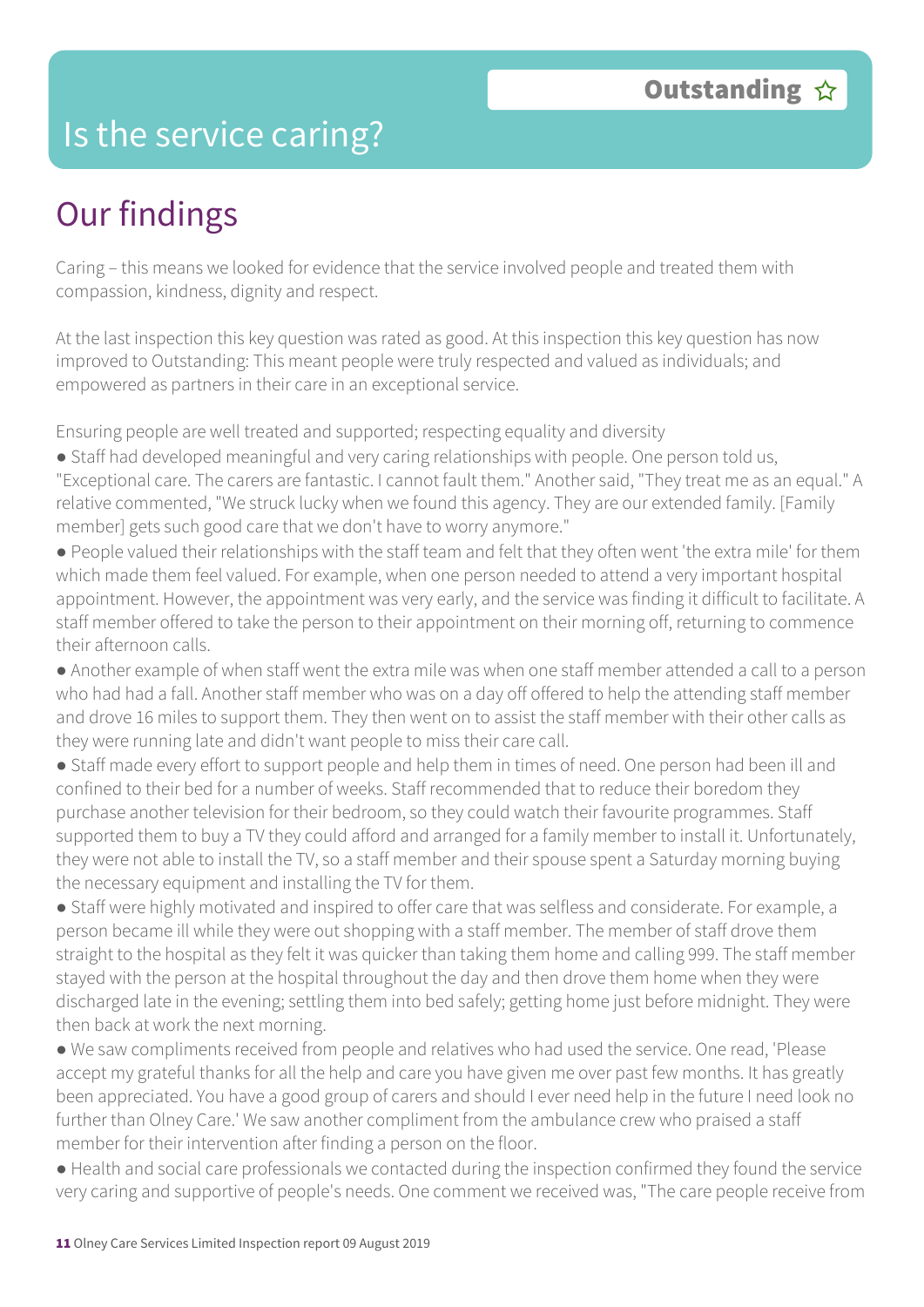# Is the service caring?

**Outstanding** ☆

## Our findings

Caring – this means we looked for evidence that the service involved people and treated them with compassion, kindness, dignity and respect.

At the last inspection this key question was rated as good. At this inspection this key question has now improved to Outstanding: This meant people were truly respected and valued as individuals; and empowered as partners in their care in an exceptional service.

Ensuring people are well treated and supported; respecting equality and diversity

- Staff had developed meaningful and very caring relationships with people. One person told us, "Exceptional care. The carers are fantastic. I cannot fault them." Another said, "They treat me as an equal." A relative commented, "We struck lucky when we found this agency. They are our extended family. [Family member] gets such good care that we don't have to worry anymore."
- People valued their relationships with the staff team and felt that they often went 'the extra mile' for them which made them feel valued. For example, when one person needed to attend a very important hospital appointment. However, the appointment was very early, and the service was finding it difficult to facilitate. A staff member offered to take the person to their appointment on their morning off, returning to commence their afternoon calls.
- Another example of when staff went the extra mile was when one staff member attended a call to a person who had had a fall. Another staff member who was on a day off offered to help the attending staff member and drove 16 miles to support them. They then went on to assist the staff member with their other calls as they were running late and didn't want people to miss their care call.
- Staff made every effort to support people and help them in times of need. One person had been ill and confined to their bed for a number of weeks. Staff recommended that to reduce their boredom they purchase another television for their bedroom, so they could watch their favourite programmes. Staff supported them to buy a TV they could afford and arranged for a family member to install it. Unfortunately, they were not able to install the TV, so a staff member and their spouse spent a Saturday morning buying the necessary equipment and installing the TV for them.
- Staff were highly motivated and inspired to offer care that was selfless and considerate. For example, a person became ill while they were out shopping with a staff member. The member of staff drove them straight to the hospital as they felt it was quicker than taking them home and calling 999. The staff member stayed with the person at the hospital throughout the day and then drove them home when they were discharged late in the evening; settling them into bed safely; getting home just before midnight. They were then back at work the next morning.
- We saw compliments received from people and relatives who had used the service. One read, 'Please accept my grateful thanks for all the help and care you have given me over past few months. It has greatly been appreciated. You have a good group of carers and should I ever need help in the future I need look no further than Olney Care.' We saw another compliment from the ambulance crew who praised a staff member for their intervention after finding a person on the floor.
- Health and social care professionals we contacted during the inspection confirmed they found the service very caring and supportive of people's needs. One comment we received was, "The care people receive from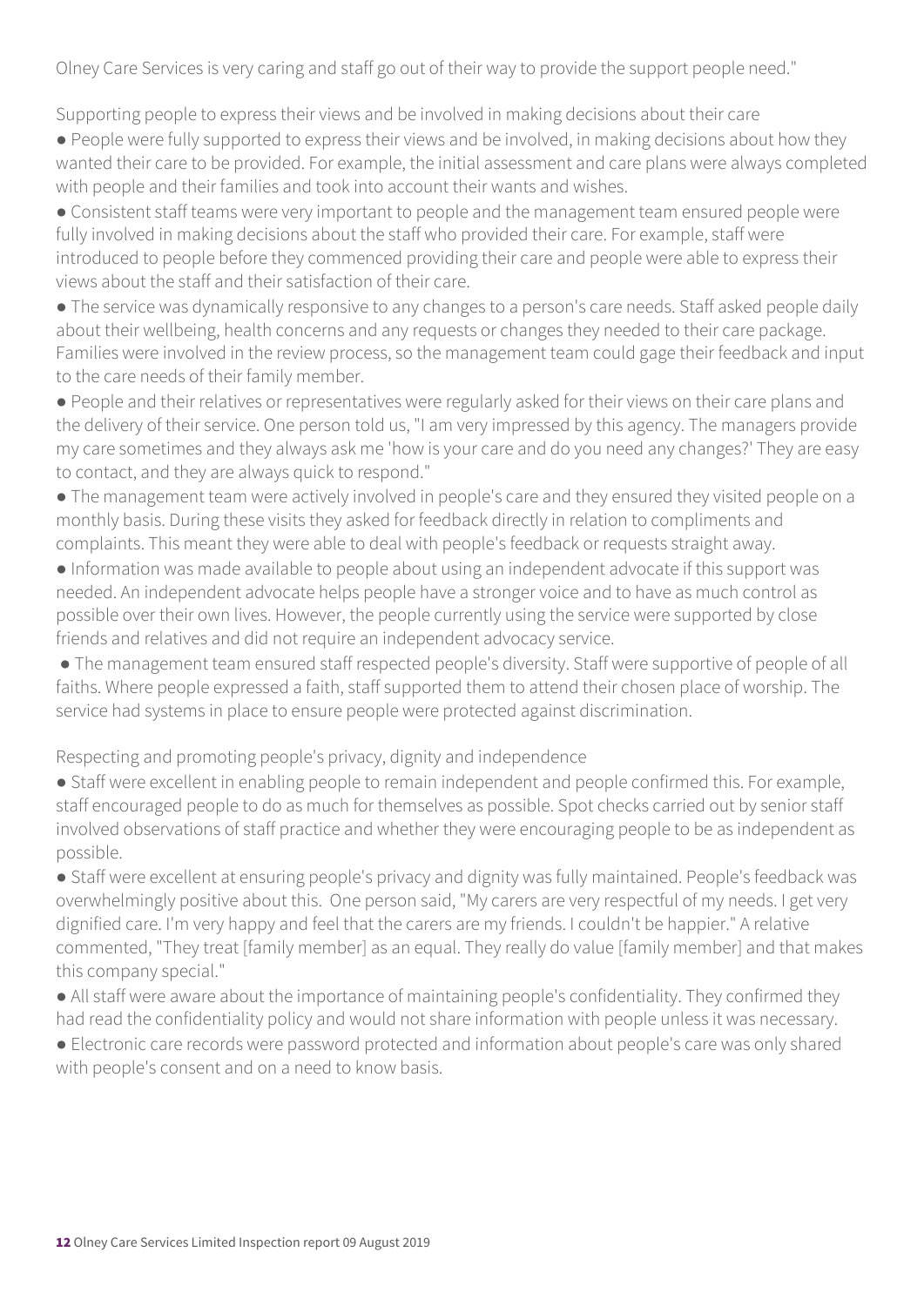Olney Care Services is very caring and staff go out of their way to provide the support people need."

Supporting people to express their views and be involved in making decisions about their care

- People were fully supported to express their views and be involved, in making decisions about how they wanted their care to be provided. For example, the initial assessment and care plans were always completed with people and their families and took into account their wants and wishes.
- Consistent staff teams were very important to people and the management team ensured people were fully involved in making decisions about the staff who provided their care. For example, staff were introduced to people before they commenced providing their care and people were able to express their views about the staff and their satisfaction of their care.
- The service was dynamically responsive to any changes to a person's care needs. Staff asked people daily about their wellbeing, health concerns and any requests or changes they needed to their care package. Families were involved in the review process, so the management team could gage their feedback and input to the care needs of their family member.
- People and their relatives or representatives were regularly asked for their views on their care plans and the delivery of their service. One person told us, "I am very impressed by this agency. The managers provide my care sometimes and they always ask me 'how is your care and do you need any changes?' They are easy to contact, and they are always quick to respond."
- The management team were actively involved in people's care and they ensured they visited people on a monthly basis. During these visits they asked for feedback directly in relation to compliments and complaints. This meant they were able to deal with people's feedback or requests straight away.
- Information was made available to people about using an independent advocate if this support was needed. An independent advocate helps people have a stronger voice and to have as much control as possible over their own lives. However, the people currently using the service were supported by close friends and relatives and did not require an independent advocacy service.
- The management team ensured staff respected people's diversity. Staff were supportive of people of all faiths. Where people expressed a faith, staff supported them to attend their chosen place of worship. The service had systems in place to ensure people were protected against discrimination.

Respecting and promoting people's privacy, dignity and independence

- Staff were excellent in enabling people to remain independent and people confirmed this. For example, staff encouraged people to do as much for themselves as possible. Spot checks carried out by senior staff involved observations of staff practice and whether they were encouraging people to be as independent as possible.
- Staff were excellent at ensuring people's privacy and dignity was fully maintained. People's feedback was overwhelmingly positive about this. One person said, "My carers are very respectful of my needs. I get very dignified care. I'm very happy and feel that the carers are my friends. I couldn't be happier." A relative commented, "They treat [family member] as an equal. They really do value [family member] and that makes this company special."
- All staff were aware about the importance of maintaining people's confidentiality. They confirmed they had read the confidentiality policy and would not share information with people unless it was necessary.
- Electronic care records were password protected and information about people's care was only shared with people's consent and on a need to know basis.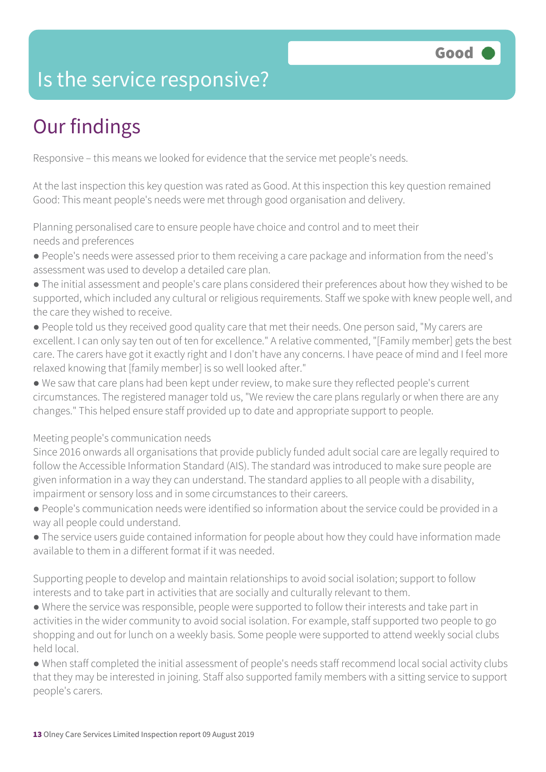# Is the service responsive?

Good

## Our findings

Responsive – this means we looked for evidence that the service met people's needs.

At the last inspection this key question was rated as Good. At this inspection this key question remained Good: This meant people's needs were met through good organisation and delivery.

Planning personalised care to ensure people have choice and control and to meet their needs and preferences

- People's needs were assessed prior to them receiving a care package and information from the need's assessment was used to develop a detailed care plan.
- The initial assessment and people's care plans considered their preferences about how they wished to be supported, which included any cultural or religious requirements. Staff we spoke with knew people well, and the care they wished to receive.
- People told us they received good quality care that met their needs. One person said, "My carers are excellent. I can only say ten out of ten for excellence." A relative commented, "[Family member] gets the best care. The carers have got it exactly right and I don't have any concerns. I have peace of mind and I feel more relaxed knowing that [family member] is so well looked after."
- We saw that care plans had been kept under review, to make sure they reflected people's current circumstances. The registered manager told us, "We review the care plans regularly or when there are any changes." This helped ensure staff provided up to date and appropriate support to people.

Meeting people's communication needs

Since 2016 onwards all organisations that provide publicly funded adult social care are legally required to follow the Accessible Information Standard (AIS). The standard was introduced to make sure people are given information in a way they can understand. The standard applies to all people with a disability, impairment or sensory loss and in some circumstances to their careers.

- People's communication needs were identified so information about the service could be provided in a way all people could understand.
- The service users guide contained information for people about how they could have information made available to them in a different format if it was needed.

Supporting people to develop and maintain relationships to avoid social isolation; support to follow interests and to take part in activities that are socially and culturally relevant to them.

- Where the service was responsible, people were supported to follow their interests and take part in activities in the wider community to avoid social isolation. For example, staff supported two people to go shopping and out for lunch on a weekly basis. Some people were supported to attend weekly social clubs held local.
- When staff completed the initial assessment of people's needs staff recommend local social activity clubs that they may be interested in joining. Staff also supported family members with a sitting service to support people's carers.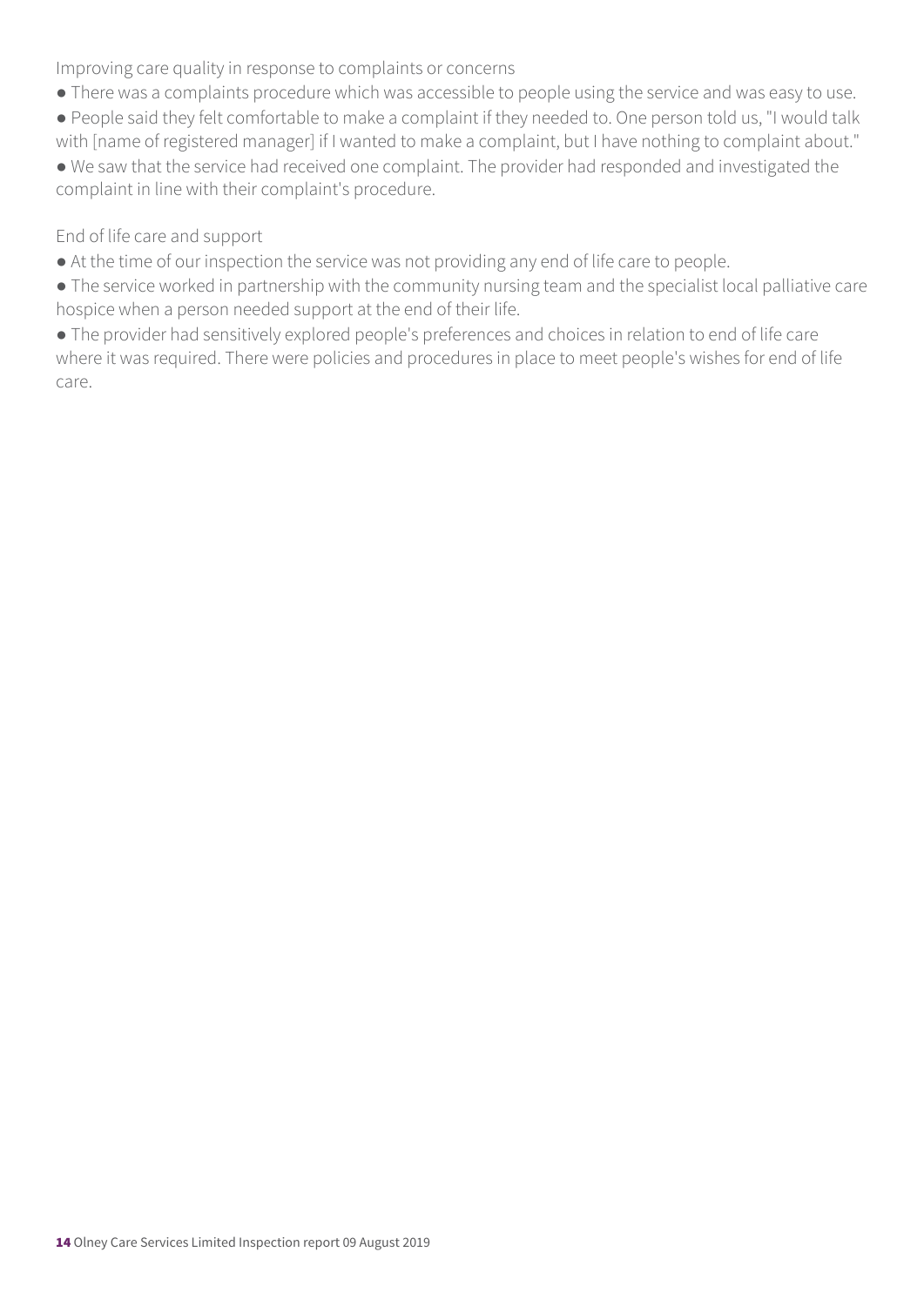### Improving care quality in response to complaints or concerns

- There was a complaints procedure which was accessible to people using the service and was easy to use.
- People said they felt comfortable to make a complaint if they needed to. One person told us, "I would talk with [name of registered manager] if I wanted to make a complaint, but I have nothing to complaint about."
- We saw that the service had received one complaint. The provider had responded and investigated the complaint in line with their complaint's procedure.

### End of life care and support

- At the time of our inspection the service was not providing any end of life care to people.
- The service worked in partnership with the community nursing team and the specialist local palliative care hospice when a person needed support at the end of their life.
- The provider had sensitively explored people's preferences and choices in relation to end of life care where it was required. There were policies and procedures in place to meet people's wishes for end of life care.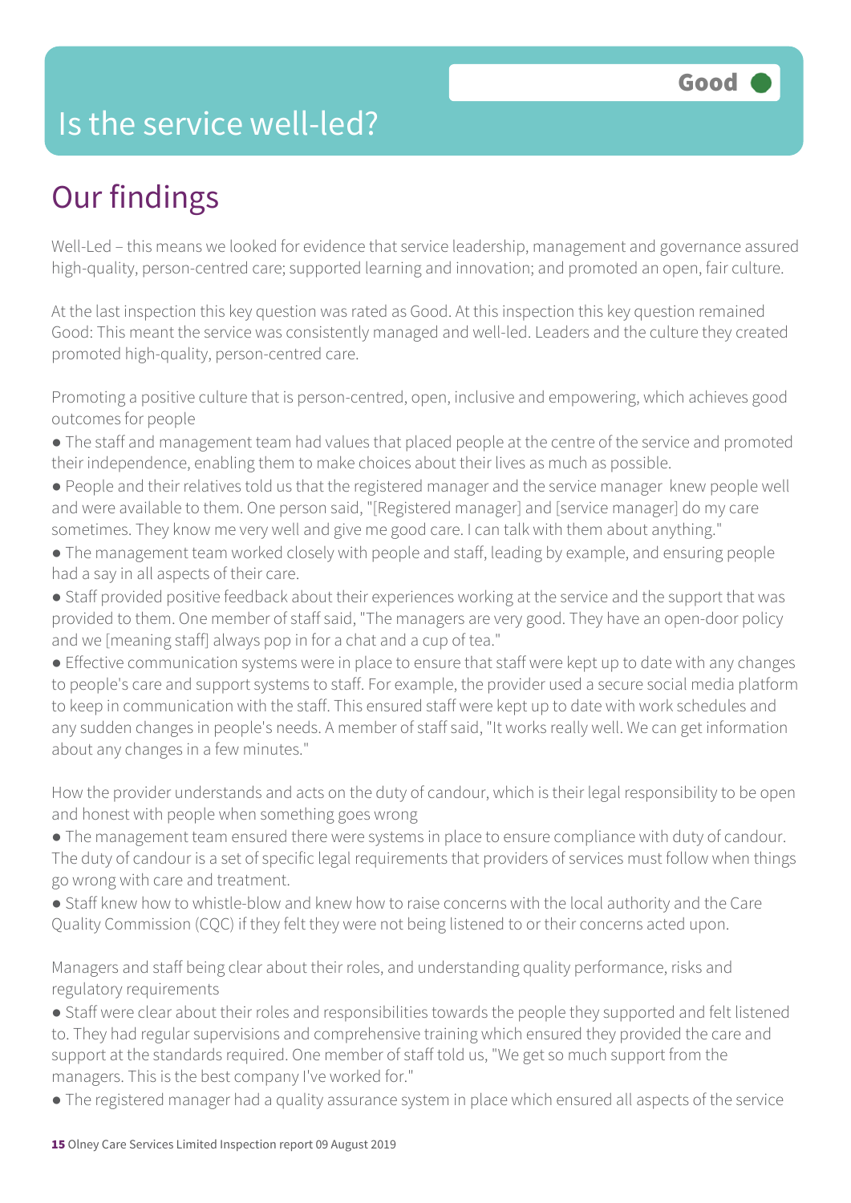# Is the service well-led?

Good

## Our findings

Well-Led – this means we looked for evidence that service leadership, management and governance assured high-quality, person-centred care; supported learning and innovation; and promoted an open, fair culture.

At the last inspection this key question was rated as Good. At this inspection this key question remained Good: This meant the service was consistently managed and well-led. Leaders and the culture they created promoted high-quality, person-centred care.

Promoting a positive culture that is person-centred, open, inclusive and empowering, which achieves good outcomes for people

- The staff and management team had values that placed people at the centre of the service and promoted their independence, enabling them to make choices about their lives as much as possible.
- People and their relatives told us that the registered manager and the service manager knew people well and were available to them. One person said, "[Registered manager] and [service manager] do my care sometimes. They know me very well and give me good care. I can talk with them about anything."
- The management team worked closely with people and staff, leading by example, and ensuring people had a say in all aspects of their care.
- Staff provided positive feedback about their experiences working at the service and the support that was provided to them. One member of staff said, "The managers are very good. They have an open-door policy and we [meaning staff] always pop in for a chat and a cup of tea."
- Effective communication systems were in place to ensure that staff were kept up to date with any changes to people's care and support systems to staff. For example, the provider used a secure social media platform to keep in communication with the staff. This ensured staff were kept up to date with work schedules and any sudden changes in people's needs. A member of staff said, "It works really well. We can get information about any changes in a few minutes."

How the provider understands and acts on the duty of candour, which is their legal responsibility to be open and honest with people when something goes wrong

- The management team ensured there were systems in place to ensure compliance with duty of candour. The duty of candour is a set of specific legal requirements that providers of services must follow when things go wrong with care and treatment.
- Staff knew how to whistle-blow and knew how to raise concerns with the local authority and the Care Quality Commission (CQC) if they felt they were not being listened to or their concerns acted upon.

Managers and staff being clear about their roles, and understanding quality performance, risks and regulatory requirements

- Staff were clear about their roles and responsibilities towards the people they supported and felt listened to. They had regular supervisions and comprehensive training which ensured they provided the care and support at the standards required. One member of staff told us, "We get so much support from the managers. This is the best company I've worked for."
- The registered manager had a quality assurance system in place which ensured all aspects of the service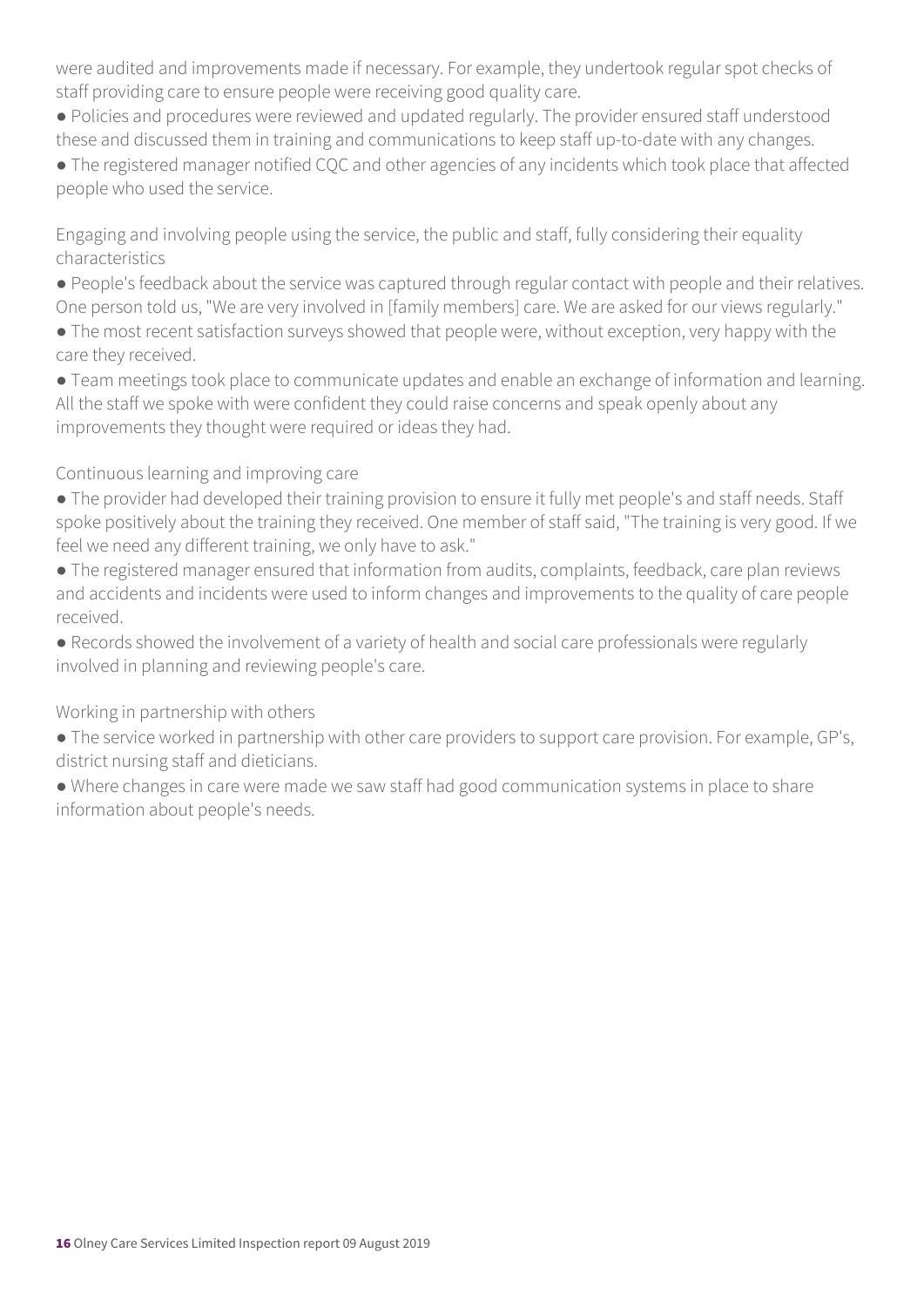were audited and improvements made if necessary. For example, they undertook regular spot checks of staff providing care to ensure people were receiving good quality care.

- Policies and procedures were reviewed and updated regularly. The provider ensured staff understood these and discussed them in training and communications to keep staff up-to-date with any changes.
- The registered manager notified CQC and other agencies of any incidents which took place that affected people who used the service.

Engaging and involving people using the service, the public and staff, fully considering their equality characteristics

- People's feedback about the service was captured through regular contact with people and their relatives. One person told us, "We are very involved in [family members] care. We are asked for our views regularly."
- The most recent satisfaction surveys showed that people were, without exception, very happy with the care they received.
- Team meetings took place to communicate updates and enable an exchange of information and learning. All the staff we spoke with were confident they could raise concerns and speak openly about any improvements they thought were required or ideas they had.

Continuous learning and improving care

- The provider had developed their training provision to ensure it fully met people's and staff needs. Staff spoke positively about the training they received. One member of staff said, "The training is very good. If we feel we need any different training, we only have to ask."
- The registered manager ensured that information from audits, complaints, feedback, care plan reviews and accidents and incidents were used to inform changes and improvements to the quality of care people received.
- Records showed the involvement of a variety of health and social care professionals were regularly involved in planning and reviewing people's care.

Working in partnership with others

- The service worked in partnership with other care providers to support care provision. For example, GP's, district nursing staff and dieticians.
- Where changes in care were made we saw staff had good communication systems in place to share information about people's needs.